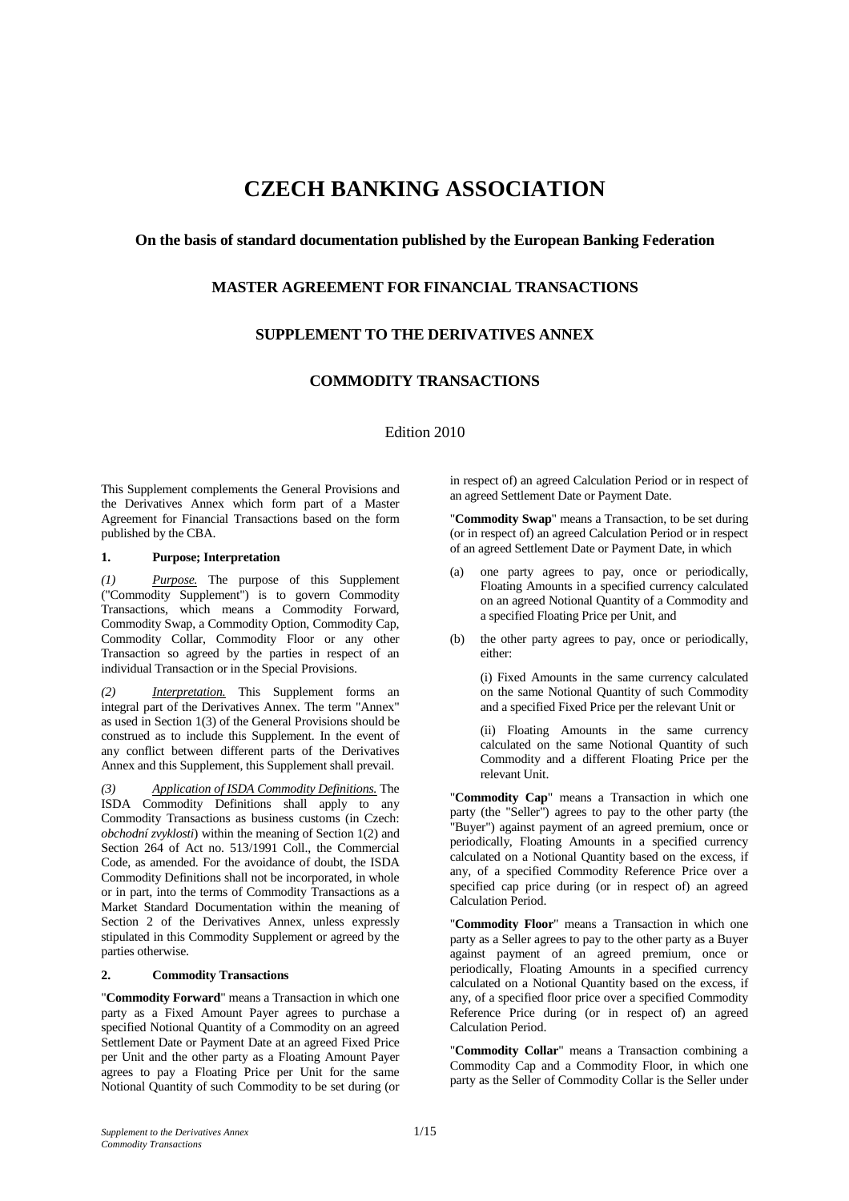# CZECH BANKING ASSOCIATION

### On the basis of standard documentation published by the European Banking Federation

### MASTER AGREEMENT FOR FINANCIAL TRANSACTIONS

### SUPPLEMENT TO THE DERIVATIVES ANNEX

### COMMODITY TRANSACTIONS

Edition 2010

This Supplement complements the General Provisions and the Derivatives Annex which form part of a Master Agreement for Financial Transactions based on the form published by the CBA.

**1. Purpose; Interpretation**

*(1) Purpose.* The purpose of this Supplement ("Commodity Supplement") is to govern Commodity Transactions, which means a Commodity Forward, Commodity Swap, a Commodity Option, Commodity Cap, Commodity Collar, Commodity Floor or any other Transaction so agreed by the parties in respect of an individual Transaction or in the Special Provisions.

*(2) Interpretation.* This Supplement forms an integral part of the Derivatives Annex. The term "Annex" as used in Section 1(3) of the General Provisions should be construed as to include this Supplement. In the event of any conflict between different parts of the Derivatives Annex and this Supplement, this Supplement shall prevail.

*(3) Application of ISDA Commodity Definitions.* The ISDA Commodity Definitions shall apply to any Commodity Transactions as business customs (in Czech: *obchodní zvyklosti*) within the meaning of Section 1(2) and Section 264 of Act no. 513/1991 Coll., the Commercial Code, as amended. For the avoidance of doubt, the ISDA Commodity Definitions shall not be incorporated, in whole or in part, into the terms of Commodity Transactions as a Market Standard Documentation within the meaning of Section 2 of the Derivatives Annex, unless expressly stipulated in this Commodity Supplement or agreed by the parties otherwise.

**2. Commodity Transactions**

"**Commodity Forward**" means a Transaction in which one party as a Fixed Amount Payer agrees to purchase a specified Notional Quantity of a Commodity on an agreed Settlement Date or Payment Date at an agreed Fixed Price per Unit and the other party as a Floating Amount Payer agrees to pay a Floating Price per Unit for the same Notional Quantity of such Commodity to be set during (or in respect of) an agreed Calculation Period or in respect of an agreed Settlement Date or Payment Date.

"**Commodity Swap**" means a Transaction, to be set during (or in respect of) an agreed Calculation Period or in respect of an agreed Settlement Date or Payment Date, in which

(a) one party agrees to pay, once or periodically, Floating Amounts in a specified currency calculated on an agreed Notional Quantity of a Commodity and a specified Floating Price per Unit, and

(b) the other party agrees to pay, once or periodically, either:

(i) Fixed Amounts in the same currency calculated on the same Notional Quantity of such Commodity and a specified Fixed Price per the relevant Unit or

(ii) Floating Amounts in the same currency calculated on the same Notional Quantity of such Commodity and a different Floating Price per the relevant Unit.

"**Commodity Cap**" means a Transaction in which one party (the "Seller") agrees to pay to the other party (the "Buyer") against payment of an agreed premium, once or periodically, Floating Amounts in a specified currency calculated on a Notional Quantity based on the excess, if any, of a specified Commodity Reference Price over a specified cap price during (or in respect of) an agreed Calculation Period.

"**Commodity Floor**" means a Transaction in which one party as a Seller agrees to pay to the other party as a Buyer against payment of an agreed premium, once or periodically, Floating Amounts in a specified currency calculated on a Notional Quantity based on the excess, if any, of a specified floor price over a specified Commodity Reference Price during (or in respect of) an agreed Calculation Period.

"**Commodity Collar**" means a Transaction combining a Commodity Cap and a Commodity Floor, in which one party as the Seller of Commodity Collar is the Seller under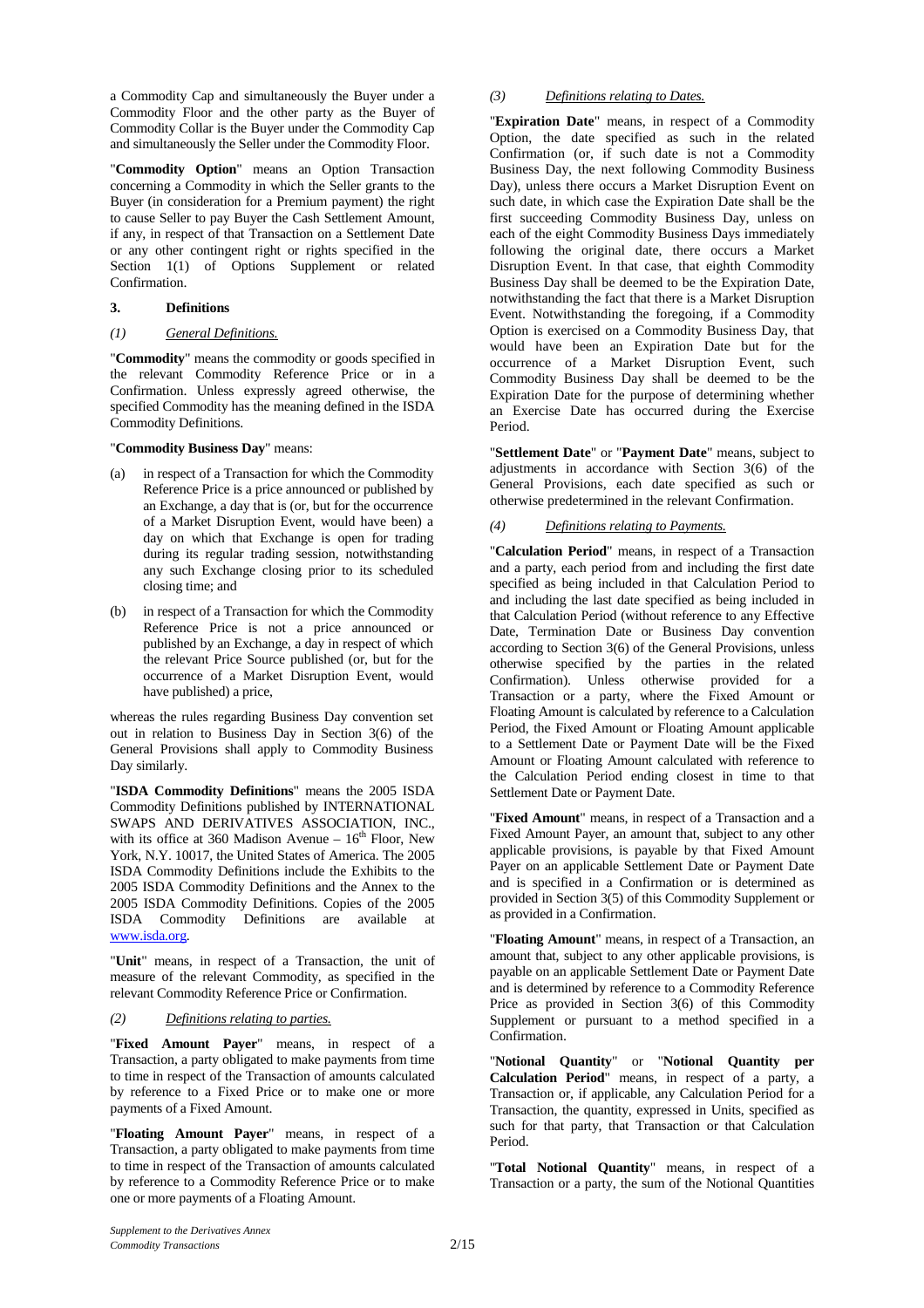a Commodity Cap and simultaneously the Buyer under a Commodity Floor and the other party as the Buyer of Commodity Collar is the Buyer under the Commodity Cap and simultaneously the Seller under the Commodity Floor.

"**Commodity Option**" means an Option Transaction concerning a Commodity in which the Seller grants to the Buyer (in consideration for a Premium payment) the right to cause Seller to pay Buyer the Cash Settlement Amount, if any, in respect of that Transaction on a Settlement Date or any other contingent right or rights specified in the Section 1(1) of Options Supplement or related Confirmation.

## 3. Definitions

### *(1) General Definitions.*

"**Commodity**" means the commodity or goods specified in the relevant Commodity Reference Price or in a Confirmation. Unless expressly agreed otherwise, the specified Commodity has the meaning defined in the ISDA Commodity Definitions.

"**Commodity Business Day**" means:

(a) in respect of a Transaction for which the Commodity Reference Price is a price announced or published by an Exchange, a day that is (or, but for the occurrence of a Market Disruption Event, would have been) a day on which that Exchange is open for trading during its regular trading session, notwithstanding any such Exchange closing prior to its scheduled closing time; and

(b) in respect of a Transaction for which the Commodity Reference Price is not a price announced or published by an Exchange, a day in respect of which the relevant Price Source published (or, but for the occurrence of a Market Disruption Event, would have published) a price,

whereas the rules regarding Business Day convention set out in relation to Business Day in Section 3(6) of the General Provisions shall apply to Commodity Business Day similarly.

"**ISDA Commodity Definitions**" means the 2005 ISDA Commodity Definitions published by INTERNATIONAL SWAPS AND DERIVATIVES ASSOCIATION, INC., with its office at 360 Madison Avenue – 16th Floor, New York, N.Y. 10017, the United States of America. The 2005 ISDA Commodity Definitions include the Exhibits to the 2005 ISDA Commodity Definitions and the Annex to the 2005 ISDA Commodity Definitions. Copies of the 2005 ISDA Commodity Definitions are available at www.isda.org.

"**Unit**" means, in respect of a Transaction, the unit of measure of the relevant Commodity, as specified in the relevant Commodity Reference Price or Confirmation.

### *(2) Definitions relating to parties.*

"**Fixed Amount Payer**" means, in respect of a Transaction, a party obligated to make payments from time to time in respect of the Transaction of amounts calculated by reference to a Fixed Price or to make one or more payments of a Fixed Amount.

"**Floating Amount Payer**" means, in respect of a Transaction, a party obligated to make payments from time to time in respect of the Transaction of amounts calculated by reference to a Commodity Reference Price or to make one or more payments of a Floating Amount.

### *(3) Definitions relating to Dates.*

"**Expiration Date**" means, in respect of a Commodity Option, the date specified as such in the related Confirmation (or, if such date is not a Commodity Business Day, the next following Commodity Business Day), unless there occurs a Market Disruption Event on such date, in which case the Expiration Date shall be the first succeeding Commodity Business Day, unless on each of the eight Commodity Business Days immediately following the original date, there occurs a Market Disruption Event. In that case, that eighth Commodity Business Day shall be deemed to be the Expiration Date, notwithstanding the fact that there is a Market Disruption Event. Notwithstanding the foregoing, if a Commodity Option is exercised on a Commodity Business Day, that would have been an Expiration Date but for the occurrence of a Market Disruption Event, such Commodity Business Day shall be deemed to be the Expiration Date for the purpose of determining whether an Exercise Date has occurred during the Exercise Period.

"**Settlement Date**" or "**Payment Date**" means, subject to adjustments in accordance with Section 3(6) of the General Provisions, each date specified as such or otherwise predetermined in the relevant Confirmation.

### *(4) Definitions relating to Payments.*

"**Calculation Period**" means, in respect of a Transaction and a party, each period from and including the first date specified as being included in that Calculation Period to and including the last date specified as being included in that Calculation Period (without reference to any Effective Date, Termination Date or Business Day convention according to Section 3(6) of the General Provisions, unless otherwise specified by the parties in the related Confirmation). Unless otherwise provided for a Transaction or a party, where the Fixed Amount or Floating Amount is calculated by reference to a Calculation Period, the Fixed Amount or Floating Amount applicable to a Settlement Date or Payment Date will be the Fixed Amount or Floating Amount calculated with reference to the Calculation Period ending closest in time to that Settlement Date or Payment Date.

"**Fixed Amount**" means, in respect of a Transaction and a Fixed Amount Payer, an amount that, subject to any other applicable provisions, is payable by that Fixed Amount Payer on an applicable Settlement Date or Payment Date and is specified in a Confirmation or is determined as provided in Section 3(5) of this Commodity Supplement or as provided in a Confirmation.

"**Floating Amount**" means, in respect of a Transaction, an amount that, subject to any other applicable provisions, is payable on an applicable Settlement Date or Payment Date and is determined by reference to a Commodity Reference Price as provided in Section 3(6) of this Commodity Supplement or pursuant to a method specified in a Confirmation.

"**Notional Quantity**" or "**Notional Quantity per Calculation Period**" means, in respect of a party, a Transaction or, if applicable, any Calculation Period for a Transaction, the quantity, expressed in Units, specified as such for that party, that Transaction or that Calculation Period.

"**Total Notional Quantity**" means, in respect of a Transaction or a party, the sum of the Notional Quantities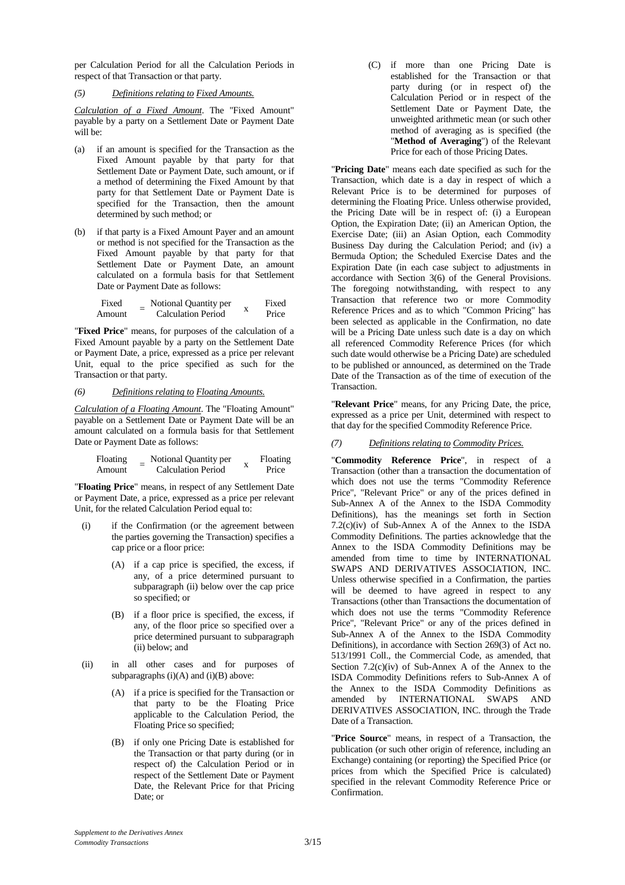per Calculation Period for all the Calculation Periods in respect of that Transaction or that party.

*(5) Definitions relating to Fixed Amounts.*

*Calculation of a Fixed Amount*. The "Fixed Amount" payable by a party on a Settlement Date or Payment Date will be:

(a) if an amount is specified for the Transaction as the Fixed Amount payable by that party for that Settlement Date or Payment Date, such amount, or if a method of determining the Fixed Amount by that party for that Settlement Date or Payment Date is specified for the Transaction, then the amount determined by such method; or

(b) if that party is a Fixed Amount Payer and an amount or method is not specified for the Transaction as the Fixed Amount payable by that party for that Settlement Date or Payment Date, an amount calculated on a formula basis for that Settlement Date or Payment Date as follows:

$$\text{Fixed Amount} = \text{Notional Quantity per Calculation Period} \times \text{Fixed Price}$$

"**Fixed Price**" means, for purposes of the calculation of a Fixed Amount payable by a party on the Settlement Date or Payment Date, a price, expressed as a price per relevant Unit, equal to the price specified as such for the Transaction or that party.

*(6) Definitions relating to Floating Amounts.*

*Calculation of a Floating Amount*. The "Floating Amount" payable on a Settlement Date or Payment Date will be an amount calculated on a formula basis for that Settlement Date or Payment Date as follows:

$$\text{Floating Amount} = \text{Notional Quantity per Calculation Period} \times \text{Floating Price}$$

"**Floating Price**" means, in respect of any Settlement Date or Payment Date, a price, expressed as a price per relevant Unit, for the related Calculation Period equal to:

(i) if the Confirmation (or the agreement between the parties governing the Transaction) specifies a cap price or a floor price:

(A) if a cap price is specified, the excess, if any, of a price determined pursuant to subparagraph (ii) below over the cap price so specified; or

(B) if a floor price is specified, the excess, if any, of the floor price so specified over a price determined pursuant to subparagraph (ii) below; and

(ii) in all other cases and for purposes of subparagraphs (i)(A) and (i)(B) above:

(A) if a price is specified for the Transaction or that party to be the Floating Price applicable to the Calculation Period, the Floating Price so specified;

(B) if only one Pricing Date is established for the Transaction or that party during (or in respect of) the Calculation Period or in respect of the Settlement Date or Payment Date, the Relevant Price for that Pricing Date; or

(C) if more than one Pricing Date is established for the Transaction or that party during (or in respect of) the Calculation Period or in respect of the Settlement Date or Payment Date, the unweighted arithmetic mean (or such other method of averaging as is specified (the "**Method of Averaging**") of the Relevant Price for each of those Pricing Dates.

"**Pricing Date**" means each date specified as such for the Transaction, which date is a day in respect of which a Relevant Price is to be determined for purposes of determining the Floating Price. Unless otherwise provided, the Pricing Date will be in respect of: (i) a European Option, the Expiration Date; (ii) an American Option, the Exercise Date; (iii) an Asian Option, each Commodity Business Day during the Calculation Period; and (iv) a Bermuda Option; the Scheduled Exercise Dates and the Expiration Date (in each case subject to adjustments in accordance with Section 3(6) of the General Provisions. The foregoing notwithstanding, with respect to any Transaction that reference two or more Commodity Reference Prices and as to which "Common Pricing" has been selected as applicable in the Confirmation, no date will be a Pricing Date unless such date is a day on which all referenced Commodity Reference Prices (for which such date would otherwise be a Pricing Date) are scheduled to be published or announced, as determined on the Trade Date of the Transaction as of the time of execution of the Transaction.

"**Relevant Price**" means, for any Pricing Date, the price, expressed as a price per Unit, determined with respect to that day for the specified Commodity Reference Price.

*(7) Definitions relating to Commodity Prices.*

"**Commodity Reference Price**", in respect of a Transaction (other than a transaction the documentation of which does not use the terms "Commodity Reference Price", "Relevant Price" or any of the prices defined in Sub-Annex A of the Annex to the ISDA Commodity Definitions), has the meanings set forth in Section 7.2(c)(iv) of Sub-Annex A of the Annex to the ISDA Commodity Definitions. The parties acknowledge that the Annex to the ISDA Commodity Definitions may be amended from time to time by INTERNATIONAL SWAPS AND DERIVATIVES ASSOCIATION, INC. Unless otherwise specified in a Confirmation, the parties will be deemed to have agreed in respect to any Transactions (other than Transactions the documentation of which does not use the terms "Commodity Reference Price", "Relevant Price" or any of the prices defined in Sub-Annex A of the Annex to the ISDA Commodity Definitions), in accordance with Section 269(3) of Act no. 513/1991 Coll., the Commercial Code, as amended, that Section 7.2(c)(iv) of Sub-Annex A of the Annex to the ISDA Commodity Definitions refers to Sub-Annex A of the Annex to the ISDA Commodity Definitions as amended by INTERNATIONAL SWAPS AND DERIVATIVES ASSOCIATION, INC. through the Trade Date of a Transaction.

"**Price Source**" means, in respect of a Transaction, the publication (or such other origin of reference, including an Exchange) containing (or reporting) the Specified Price (or prices from which the Specified Price is calculated) specified in the relevant Commodity Reference Price or Confirmation.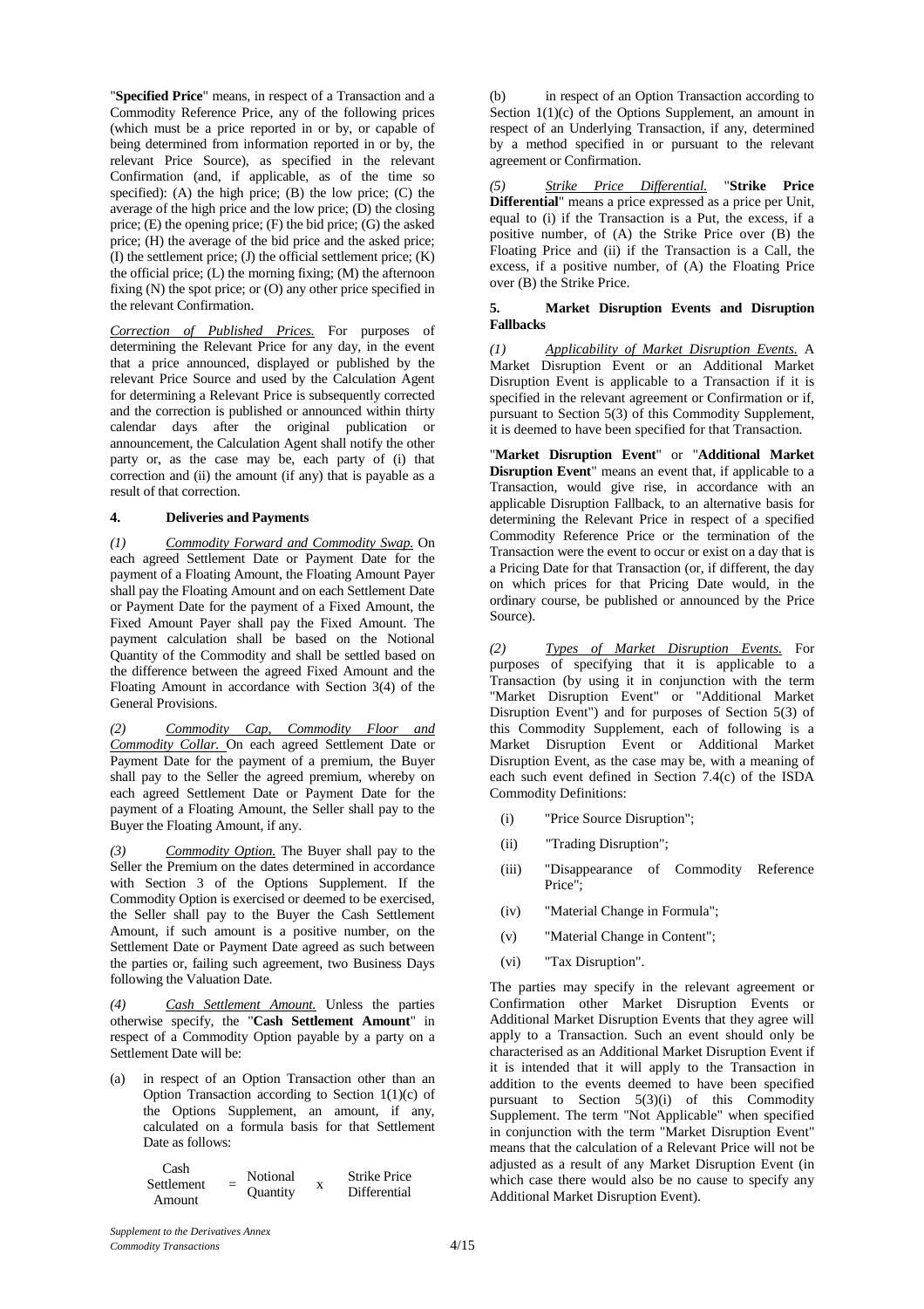"**Specified Price**" means, in respect of a Transaction and a Commodity Reference Price, any of the following prices (which must be a price reported in or by, or capable of being determined from information reported in or by, the relevant Price Source), as specified in the relevant Confirmation (and, if applicable, as of the time so specified): (A) the high price; (B) the low price; (C) the average of the high price and the low price; (D) the closing price; (E) the opening price; (F) the bid price; (G) the asked price; (H) the average of the bid price and the asked price; (I) the settlement price; (J) the official settlement price; (K) the official price; (L) the morning fixing; (M) the afternoon fixing (N) the spot price; or (O) any other price specified in the relevant Confirmation.

*Correction of Published Prices.* For purposes of determining the Relevant Price for any day, in the event that a price announced, displayed or published by the relevant Price Source and used by the Calculation Agent for determining a Relevant Price is subsequently corrected and the correction is published or announced within thirty calendar days after the original publication or announcement, the Calculation Agent shall notify the other party or, as the case may be, each party of (i) that correction and (ii) the amount (if any) that is payable as a result of that correction.

### 4. Deliveries and Payments

*(1) Commodity Forward and Commodity Swap.* On each agreed Settlement Date or Payment Date for the payment of a Floating Amount, the Floating Amount Payer shall pay the Floating Amount and on each Settlement Date or Payment Date for the payment of a Fixed Amount, the Fixed Amount Payer shall pay the Fixed Amount. The payment calculation shall be based on the Notional Quantity of the Commodity and shall be settled based on the difference between the agreed Fixed Amount and the Floating Amount in accordance with Section 3(4) of the General Provisions.

*(2) Commodity Cap, Commodity Floor and Commodity Collar.* On each agreed Settlement Date or Payment Date for the payment of a premium, the Buyer shall pay to the Seller the agreed premium, whereby on each agreed Settlement Date or Payment Date for the payment of a Floating Amount, the Seller shall pay to the Buyer the Floating Amount, if any.

*(3) Commodity Option.* The Buyer shall pay to the Seller the Premium on the dates determined in accordance with Section 3 of the Options Supplement. If the Commodity Option is exercised or deemed to be exercised, the Seller shall pay to the Buyer the Cash Settlement Amount, if such amount is a positive number, on the Settlement Date or Payment Date agreed as such between the parties or, failing such agreement, two Business Days following the Valuation Date.

*(4) Cash Settlement Amount.* Unless the parties otherwise specify, the "**Cash Settlement Amount**" in respect of a Commodity Option payable by a party on a Settlement Date will be:

(a) in respect of an Option Transaction other than an Option Transaction according to Section 1(1)(c) of the Options Supplement, an amount, if any, calculated on a formula basis for that Settlement Date as follows:

$$\text{Cash Settlement Amount} = \text{Notional Quantity} \times \text{Strike Price Differential}$$

(b) in respect of an Option Transaction according to Section 1(1)(c) of the Options Supplement, an amount in respect of an Underlying Transaction, if any, determined by a method specified in or pursuant to the relevant agreement or Confirmation.

*(5) Strike Price Differential.* "**Strike Price Differential**" means a price expressed as a price per Unit, equal to (i) if the Transaction is a Put, the excess, if a positive number, of (A) the Strike Price over (B) the Floating Price and (ii) if the Transaction is a Call, the excess, if a positive number, of (A) the Floating Price over (B) the Strike Price.

### 5. Market Disruption Events and Disruption Fallbacks

*(1) Applicability of Market Disruption Events.* A Market Disruption Event or an Additional Market Disruption Event is applicable to a Transaction if it is specified in the relevant agreement or Confirmation or if, pursuant to Section 5(3) of this Commodity Supplement, it is deemed to have been specified for that Transaction.

"**Market Disruption Event**" or "**Additional Market Disruption Event**" means an event that, if applicable to a Transaction, would give rise, in accordance with an applicable Disruption Fallback, to an alternative basis for determining the Relevant Price in respect of a specified Commodity Reference Price or the termination of the Transaction were the event to occur or exist on a day that is a Pricing Date for that Transaction (or, if different, the day on which prices for that Pricing Date would, in the ordinary course, be published or announced by the Price Source).

*(2) Types of Market Disruption Events.* For purposes of specifying that it is applicable to a Transaction (by using it in conjunction with the term "Market Disruption Event" or "Additional Market Disruption Event") and for purposes of Section 5(3) of this Commodity Supplement, each of following is a Market Disruption Event or Additional Market Disruption Event, as the case may be, with a meaning of each such event defined in Section 7.4(c) of the ISDA Commodity Definitions:

(i) "Price Source Disruption";

(ii) "Trading Disruption";

(iii) "Disappearance of Commodity Reference Price";

(iv) "Material Change in Formula";

(v) "Material Change in Content";

(vi) "Tax Disruption".

The parties may specify in the relevant agreement or Confirmation other Market Disruption Events or Additional Market Disruption Events that they agree will apply to a Transaction. Such an event should only be characterised as an Additional Market Disruption Event if it is intended that it will apply to the Transaction in addition to the events deemed to have been specified pursuant to Section 5(3)(i) of this Commodity Supplement. The term "Not Applicable" when specified in conjunction with the term "Market Disruption Event" means that the calculation of a Relevant Price will not be adjusted as a result of any Market Disruption Event (in which case there would also be no cause to specify any Additional Market Disruption Event).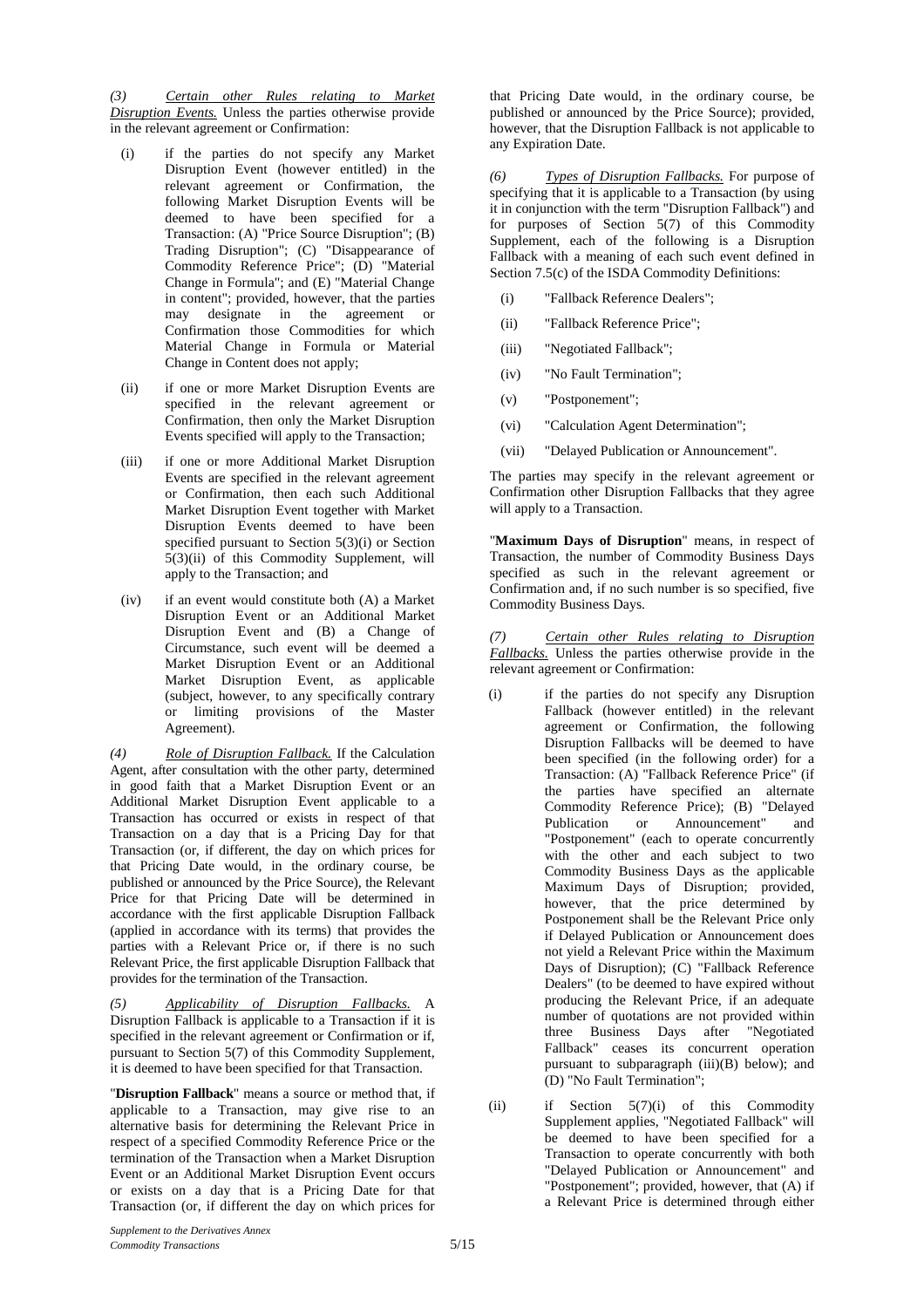*(3) Certain other Rules relating to Market Disruption Events.* Unless the parties otherwise provide in the relevant agreement or Confirmation:

(i) if the parties do not specify any Market Disruption Event (however entitled) in the relevant agreement or Confirmation, the following Market Disruption Events will be deemed to have been specified for a Transaction: (A) "Price Source Disruption"; (B) Trading Disruption"; (C) "Disappearance of Commodity Reference Price"; (D) "Material Change in Formula"; and (E) "Material Change in content"; provided, however, that the parties may designate in the agreement or Confirmation those Commodities for which Material Change in Formula or Material Change in Content does not apply;

(ii) if one or more Market Disruption Events are specified in the relevant agreement or Confirmation, then only the Market Disruption Events specified will apply to the Transaction;

(iii) if one or more Additional Market Disruption Events are specified in the relevant agreement or Confirmation, then each such Additional Market Disruption Event together with Market Disruption Events deemed to have been specified pursuant to Section 5(3)(i) or Section 5(3)(ii) of this Commodity Supplement, will apply to the Transaction; and

(iv) if an event would constitute both (A) a Market Disruption Event or an Additional Market Disruption Event and (B) a Change of Circumstance, such event will be deemed a Market Disruption Event or an Additional Market Disruption Event, as applicable (subject, however, to any specifically contrary or limiting provisions of the Master Agreement).

*(4) Role of Disruption Fallback.* If the Calculation Agent, after consultation with the other party, determined in good faith that a Market Disruption Event or an Additional Market Disruption Event applicable to a Transaction has occurred or exists in respect of that Transaction on a day that is a Pricing Day for that Transaction (or, if different, the day on which prices for that Pricing Date would, in the ordinary course, be published or announced by the Price Source), the Relevant Price for that Pricing Date will be determined in accordance with the first applicable Disruption Fallback (applied in accordance with its terms) that provides the parties with a Relevant Price or, if there is no such Relevant Price, the first applicable Disruption Fallback that provides for the termination of the Transaction.

*(5) Applicability of Disruption Fallbacks.* A Disruption Fallback is applicable to a Transaction if it is specified in the relevant agreement or Confirmation or if, pursuant to Section 5(7) of this Commodity Supplement, it is deemed to have been specified for that Transaction.

"**Disruption Fallback**" means a source or method that, if applicable to a Transaction, may give rise to an alternative basis for determining the Relevant Price in respect of a specified Commodity Reference Price or the termination of the Transaction when a Market Disruption Event or an Additional Market Disruption Event occurs or exists on a day that is a Pricing Date for that Transaction (or, if different the day on which prices for that Pricing Date would, in the ordinary course, be published or announced by the Price Source); provided, however, that the Disruption Fallback is not applicable to any Expiration Date.

*(6) Types of Disruption Fallbacks.* For purpose of specifying that it is applicable to a Transaction (by using it in conjunction with the term "Disruption Fallback") and for purposes of Section 5(7) of this Commodity Supplement, each of the following is a Disruption Fallback with a meaning of each such event defined in Section 7.5(c) of the ISDA Commodity Definitions:

(i) "Fallback Reference Dealers";

(ii) "Fallback Reference Price";

(iii) "Negotiated Fallback";

(iv) "No Fault Termination";

(v) "Postponement";

(vi) "Calculation Agent Determination";

(vii) "Delayed Publication or Announcement".

The parties may specify in the relevant agreement or Confirmation other Disruption Fallbacks that they agree will apply to a Transaction.

"**Maximum Days of Disruption**" means, in respect of Transaction, the number of Commodity Business Days specified as such in the relevant agreement or Confirmation and, if no such number is so specified, five Commodity Business Days.

*(7) Certain other Rules relating to Disruption Fallbacks.* Unless the parties otherwise provide in the relevant agreement or Confirmation:

(i) if the parties do not specify any Disruption Fallback (however entitled) in the relevant agreement or Confirmation, the following Disruption Fallbacks will be deemed to have been specified (in the following order) for a Transaction: (A) "Fallback Reference Price" (if the parties have specified an alternate Commodity Reference Price); (B) "Delayed Publication or Announcement" and "Postponement" (each to operate concurrently with the other and each subject to two Commodity Business Days as the applicable Maximum Days of Disruption; provided, however, that the price determined by Postponement shall be the Relevant Price only if Delayed Publication or Announcement does not yield a Relevant Price within the Maximum Days of Disruption); (C) "Fallback Reference Dealers" (to be deemed to have expired without producing the Relevant Price, if an adequate number of quotations are not provided within three Business Days after "Negotiated Fallback" ceases its concurrent operation pursuant to subparagraph (iii)(B) below); and (D) "No Fault Termination";

(ii) if Section 5(7)(i) of this Commodity Supplement applies, "Negotiated Fallback" will be deemed to have been specified for a Transaction to operate concurrently with both "Delayed Publication or Announcement" and "Postponement"; provided, however, that (A) if a Relevant Price is determined through either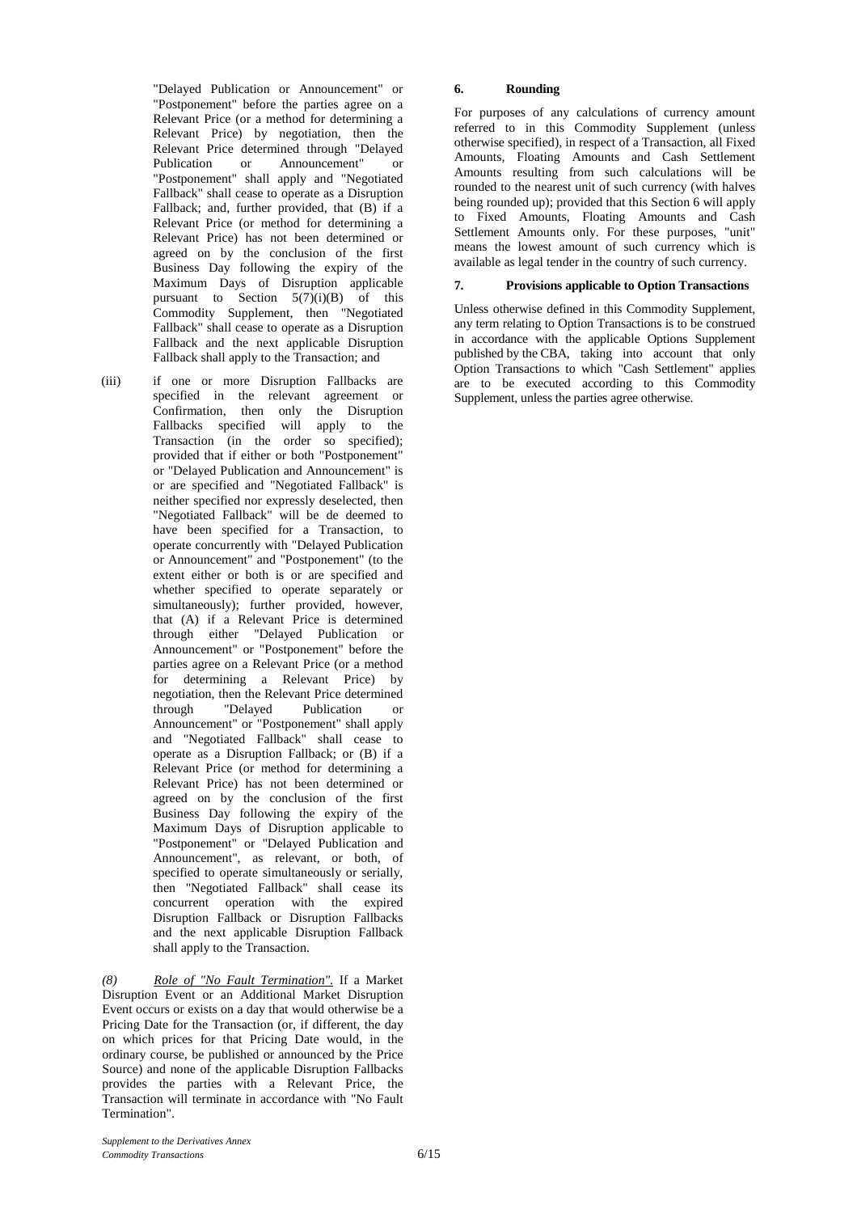"Delayed Publication or Announcement" or "Postponement" before the parties agree on a Relevant Price (or a method for determining a Relevant Price) by negotiation, then the Relevant Price determined through "Delayed Publication or Announcement" or "Postponement" shall apply and "Negotiated Fallback" shall cease to operate as a Disruption Fallback; and, further provided, that (B) if a Relevant Price (or method for determining a Relevant Price) has not been determined or agreed on by the conclusion of the first Business Day following the expiry of the Maximum Days of Disruption applicable pursuant to Section 5(7)(i)(B) of this Commodity Supplement, then "Negotiated Fallback" shall cease to operate as a Disruption Fallback and the next applicable Disruption Fallback shall apply to the Transaction; and

(iii) if one or more Disruption Fallbacks are specified in the relevant agreement or Confirmation, then only the Disruption Fallbacks specified will apply to the Transaction (in the order so specified); provided that if either or both "Postponement" or "Delayed Publication and Announcement" is or are specified and "Negotiated Fallback" is neither specified nor expressly deselected, then "Negotiated Fallback" will be de deemed to have been specified for a Transaction, to operate concurrently with "Delayed Publication or Announcement" and "Postponement" (to the extent either or both is or are specified and whether specified to operate separately or simultaneously); further provided, however, that (A) if a Relevant Price is determined through either "Delayed Publication or Announcement" or "Postponement" before the parties agree on a Relevant Price (or a method for determining a Relevant Price) by negotiation, then the Relevant Price determined through "Delayed Publication or Announcement" or "Postponement" shall apply and "Negotiated Fallback" shall cease to operate as a Disruption Fallback; or (B) if a Relevant Price (or method for determining a Relevant Price) has not been determined or agreed on by the conclusion of the first Business Day following the expiry of the Maximum Days of Disruption applicable to "Postponement" or "Delayed Publication and Announcement", as relevant, or both, of specified to operate simultaneously or serially, then "Negotiated Fallback" shall cease its concurrent operation with the expired Disruption Fallback or Disruption Fallbacks and the next applicable Disruption Fallback shall apply to the Transaction.

*(8)* *Role of "No Fault Termination".* If a Market Disruption Event or an Additional Market Disruption Event occurs or exists on a day that would otherwise be a Pricing Date for the Transaction (or, if different, the day on which prices for that Pricing Date would, in the ordinary course, be published or announced by the Price Source) and none of the applicable Disruption Fallbacks provides the parties with a Relevant Price, the Transaction will terminate in accordance with "No Fault Termination".

## 6. Rounding

For purposes of any calculations of currency amount referred to in this Commodity Supplement (unless otherwise specified), in respect of a Transaction, all Fixed Amounts, Floating Amounts and Cash Settlement Amounts resulting from such calculations will be rounded to the nearest unit of such currency (with halves being rounded up); provided that this Section 6 will apply to Fixed Amounts, Floating Amounts and Cash Settlement Amounts only. For these purposes, "unit" means the lowest amount of such currency which is available as legal tender in the country of such currency.

## 7. Provisions applicable to Option Transactions

Unless otherwise defined in this Commodity Supplement, any term relating to Option Transactions is to be construed in accordance with the applicable Options Supplement published by the CBA, taking into account that only Option Transactions to which "Cash Settlement" applies are to be executed according to this Commodity Supplement, unless the parties agree otherwise.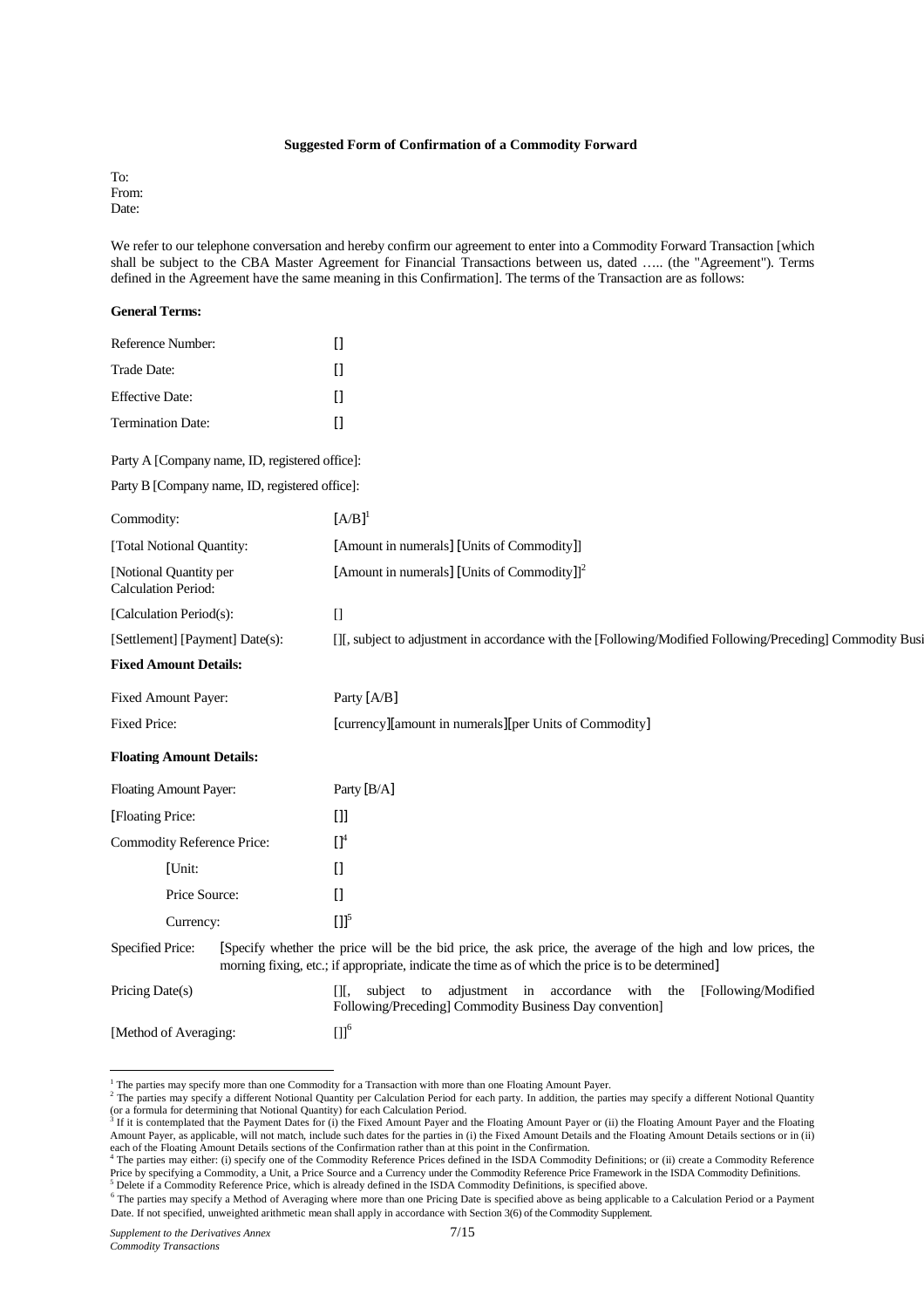**Suggested Form of Confirmation of a Commodity Forward**

To:
From:
Date:

We refer to our telephone conversation and hereby confirm our agreement to enter into a Commodity Forward Transaction [which shall be subject to the CBA Master Agreement for Financial Transactions between us, dated ….. (the "Agreement"). Terms defined in the Agreement have the same meaning in this Confirmation]. The terms of the Transaction are as follows:

**General Terms:**

| | |
|---|---|
| Reference Number: | [] |
| Trade Date: | [] |
| Effective Date: | [] |
| Termination Date: | [] |

Party A [Company name, ID, registered office]:

Party B [Company name, ID, registered office]:

| | |
|---|---|
| Commodity: | [A/B][1] |
| [Total Notional Quantity: | [Amount in numerals] [Units of Commodity]] |
| [Notional Quantity per Calculation Period: | [Amount in numerals] [Units of Commodity]][2] |
| [Calculation Period(s): | [] |
| [Settlement] [Payment] Date(s): | [][, subject to adjustment in accordance with the [Following/Modified Following/Preceding] Commodity Busi |

**Fixed Amount Details:**

| | |
|---|---|
| Fixed Amount Payer: | Party [A/B] |
| Fixed Price: | [currency][amount in numerals][per Units of Commodity] |

**Floating Amount Details:**

| | |
|---|---|
| Floating Amount Payer: | Party [B/A] |
| [Floating Price: | []] |
| Commodity Reference Price: | [][4] |
| [Unit: | [] |
| Price Source: | [] |
| Currency: | []][5] |
| Specified Price: | [Specify whether the price will be the bid price, the ask price, the average of the high and low prices, the morning fixing, etc.; if appropriate, indicate the time as of which the price is to be determined] |
| Pricing Date(s) | [][, subject to adjustment in accordance with the [Following/Modified Following/Preceding] Commodity Business Day convention] |
| [Method of Averaging: | []][6] |

---

[1] The parties may specify more than one Commodity for a Transaction with more than one Floating Amount Payer.

[2] The parties may specify a different Notional Quantity per Calculation Period for each party. In addition, the parties may specify a different Notional Quantity (or a formula for determining that Notional Quantity) for each Calculation Period.

[3] If it is contemplated that the Payment Dates for (i) the Fixed Amount Payer and the Floating Amount Payer or (ii) the Floating Amount Payer and the Floating Amount Payer, as applicable, will not match, include such dates for the parties in (i) the Fixed Amount Details and the Floating Amount Details sections or in (ii) each of the Floating Amount Details sections of the Confirmation rather than at this point in the Confirmation.

[4] The parties may either: (i) specify one of the Commodity Reference Prices defined in the ISDA Commodity Definitions; or (ii) create a Commodity Reference Price by specifying a Commodity, a Unit, a Price Source and a Currency under the Commodity Reference Price Framework in the ISDA Commodity Definitions.

[5] Delete if a Commodity Reference Price, which is already defined in the ISDA Commodity Definitions, is specified above.

[6] The parties may specify a Method of Averaging where more than one Pricing Date is specified above as being applicable to a Calculation Period or a Payment Date. If not specified, unweighted arithmetic mean shall apply in accordance with Section 3(6) of the Commodity Supplement.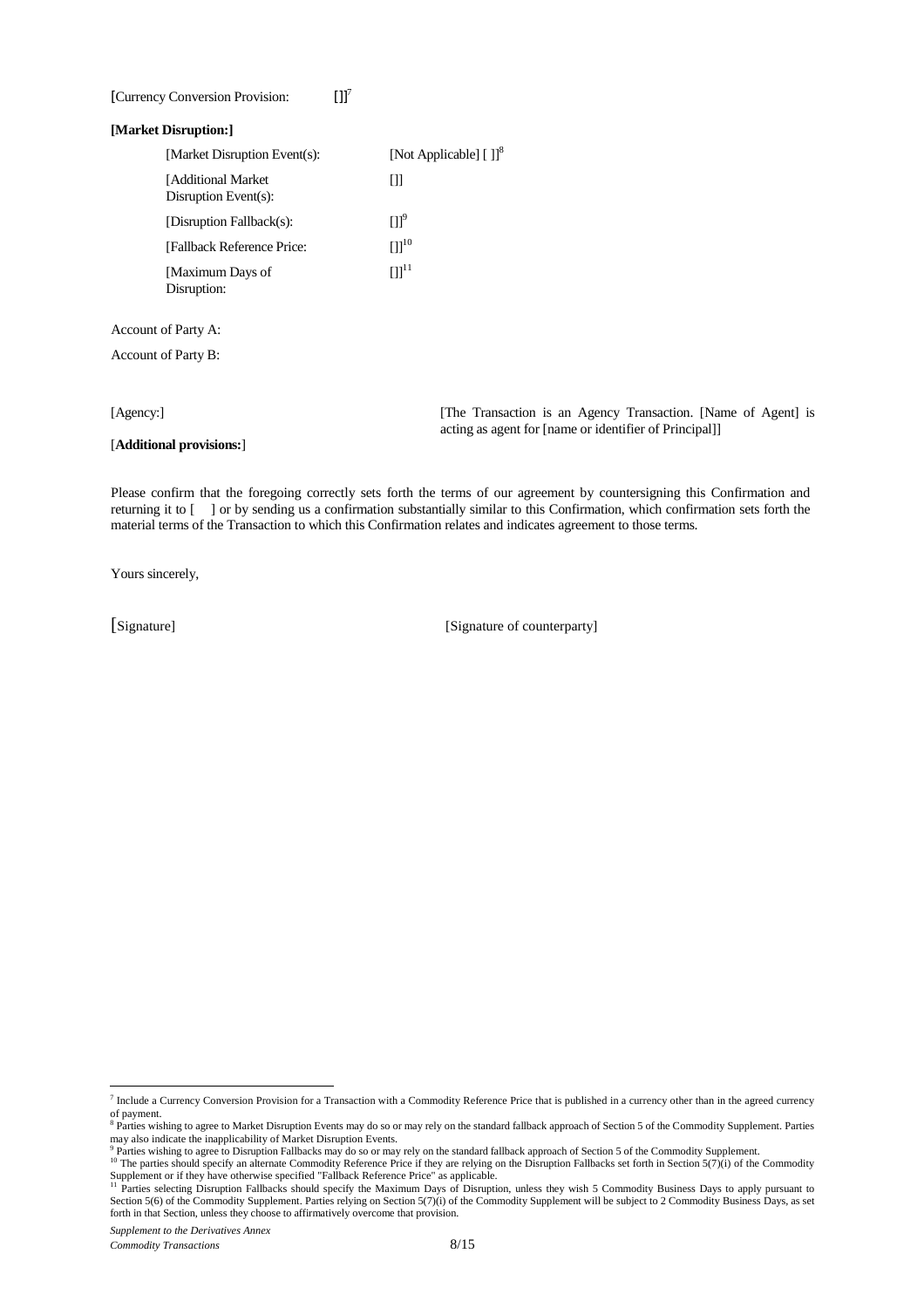[Currency Conversion Provision: []][7]

**[Market Disruption:]**

| | |
|---|---|
| [Market Disruption Event(s): | [Not Applicable] [ ]][8] |
| [Additional Market Disruption Event(s): | []] |
| [Disruption Fallback(s): | []][9] |
| [Fallback Reference Price: | []][10] |
| [Maximum Days of Disruption: | []][11] |

Account of Party A:

Account of Party B:

[Agency:] [The Transaction is an Agency Transaction. [Name of Agent] is acting as agent for [name or identifier of Principal]]

[**Additional provisions:**]

Please confirm that the foregoing correctly sets forth the terms of our agreement by countersigning this Confirmation and returning it to [ ] or by sending us a confirmation substantially similar to this Confirmation, which confirmation sets forth the material terms of the Transaction to which this Confirmation relates and indicates agreement to those terms.

Yours sincerely,

[Signature] [Signature of counterparty]

---

[7] Include a Currency Conversion Provision for a Transaction with a Commodity Reference Price that is published in a currency other than in the agreed currency of payment.

[8] Parties wishing to agree to Market Disruption Events may do so or may rely on the standard fallback approach of Section 5 of the Commodity Supplement. Parties may also indicate the inapplicability of Market Disruption Events.

[9] Parties wishing to agree to Disruption Fallbacks may do so or may rely on the standard fallback approach of Section 5 of the Commodity Supplement.

[10] The parties should specify an alternate Commodity Reference Price if they are relying on the Disruption Fallbacks set forth in Section 5(7)(i) of the Commodity Supplement or if they have otherwise specified "Fallback Reference Price" as applicable.

[11] Parties selecting Disruption Fallbacks should specify the Maximum Days of Disruption, unless they wish 5 Commodity Business Days to apply pursuant to Section 5(6) of the Commodity Supplement. Parties relying on Section 5(7)(i) of the Commodity Supplement will be subject to 2 Commodity Business Days, as set forth in that Section, unless they choose to affirmatively overcome that provision.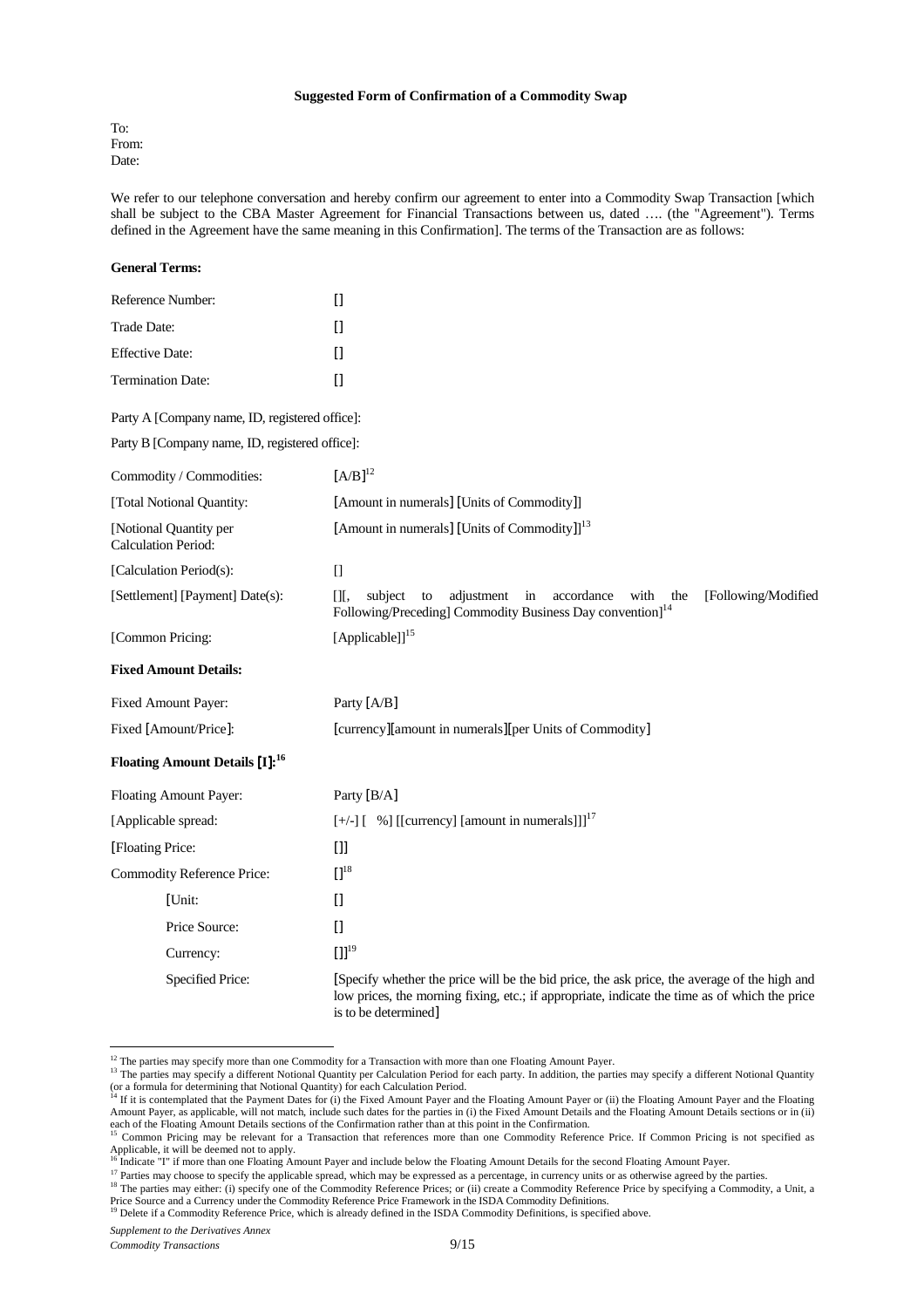**Suggested Form of Confirmation of a Commodity Swap**

To:
From:
Date:

We refer to our telephone conversation and hereby confirm our agreement to enter into a Commodity Swap Transaction [which shall be subject to the CBA Master Agreement for Financial Transactions between us, dated …. (the "Agreement"). Terms defined in the Agreement have the same meaning in this Confirmation]. The terms of the Transaction are as follows:

**General Terms:**

| | |
|---|---|
| Reference Number: | [] |
| Trade Date: | [] |
| Effective Date: | [] |
| Termination Date: | [] |

Party A [Company name, ID, registered office]:

Party B [Company name, ID, registered office]:

| | |
|---|---|
| Commodity / Commodities: | [A/B][12] |
| [Total Notional Quantity: | [Amount in numerals] [Units of Commodity]] |
| [Notional Quantity per Calculation Period: | [Amount in numerals] [Units of Commodity]][13] |
| [Calculation Period(s): | [] |
| [Settlement] [Payment] Date(s): | [][, subject to adjustment in accordance with the [Following/Modified Following/Preceding] Commodity Business Day convention][14] |
| [Common Pricing: | [Applicable]][15] |

**Fixed Amount Details:**

| | |
|---|---|
| Fixed Amount Payer: | Party [A/B] |
| Fixed [Amount/Price]: | [currency][amount in numerals][per Units of Commodity] |

**Floating Amount Details [I]:[16]**

| | |
|---|---|
| Floating Amount Payer: | Party [B/A] |
| [Applicable spread: | [+/-] [ %] [[currency] [amount in numerals]]][17] |
| [Floating Price: | []] |
| Commodity Reference Price: | [][18] |
| [Unit: | [] |
| Price Source: | [] |
| Currency: | []][19] |
| Specified Price: | [Specify whether the price will be the bid price, the ask price, the average of the high and low prices, the morning fixing, etc.; if appropriate, indicate the time as of which the price is to be determined] |

---

[12] The parties may specify more than one Commodity for a Transaction with more than one Floating Amount Payer.

[13] The parties may specify a different Notional Quantity per Calculation Period for each party. In addition, the parties may specify a different Notional Quantity (or a formula for determining that Notional Quantity) for each Calculation Period.

[14] If it is contemplated that the Payment Dates for (i) the Fixed Amount Payer and the Floating Amount Payer or (ii) the Floating Amount Payer and the Floating Amount Payer, as applicable, will not match, include such dates for the parties in (i) the Fixed Amount Details and the Floating Amount Details sections or in (ii) each of the Floating Amount Details sections of the Confirmation rather than at this point in the Confirmation.

[15] Common Pricing may be relevant for a Transaction that references more than one Commodity Reference Price. If Common Pricing is not specified as Applicable, it will be deemed not to apply.

[16] Indicate "I" if more than one Floating Amount Payer and include below the Floating Amount Details for the second Floating Amount Payer.

[17] Parties may choose to specify the applicable spread, which may be expressed as a percentage, in currency units or as otherwise agreed by the parties.

[18] The parties may either: (i) specify one of the Commodity Reference Prices; or (ii) create a Commodity Reference Price by specifying a Commodity, a Unit, a Price Source and a Currency under the Commodity Reference Price Framework in the ISDA Commodity Definitions.

[19] Delete if a Commodity Reference Price, which is already defined in the ISDA Commodity Definitions, is specified above.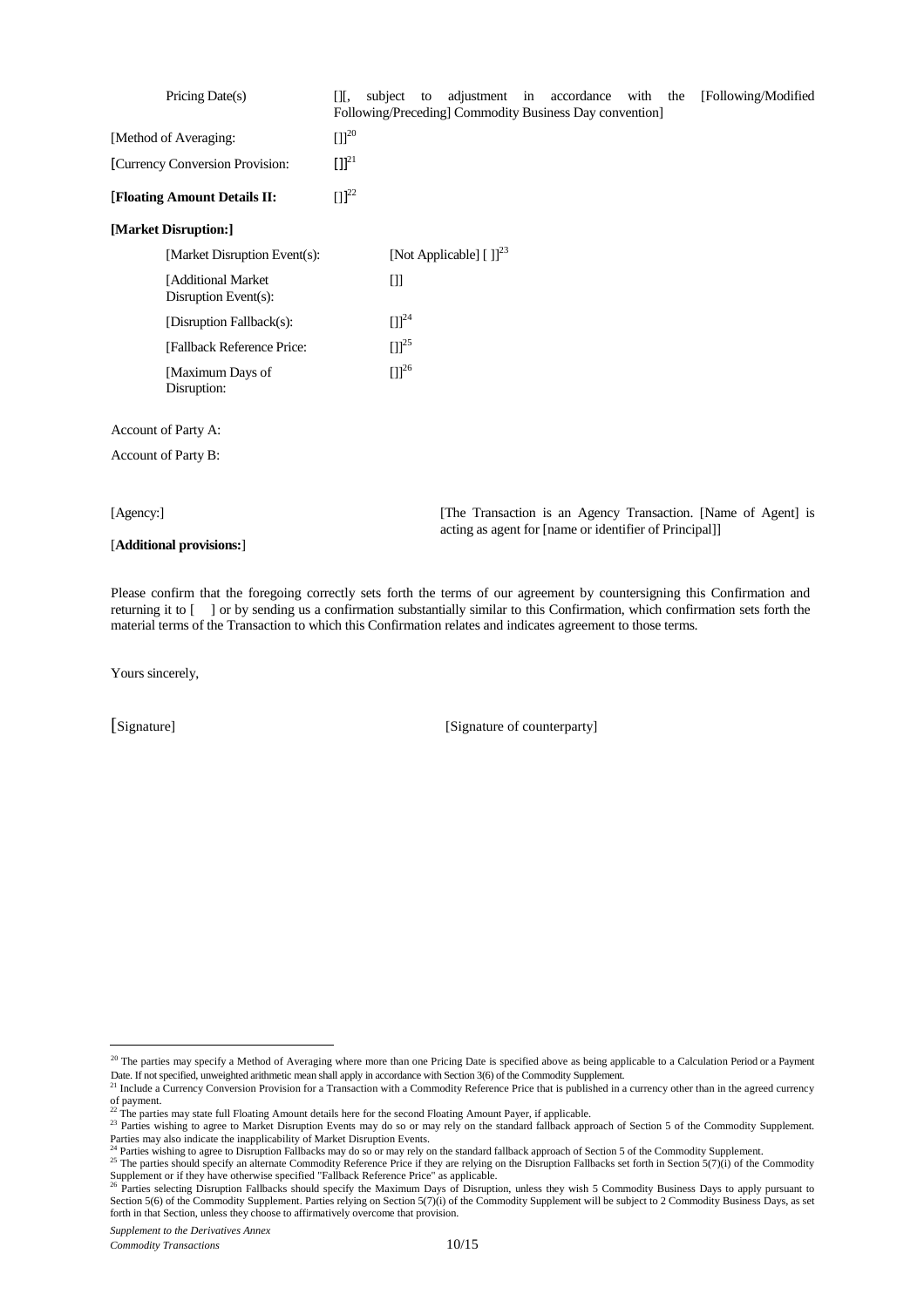| | |
|---|---|
| Pricing Date(s) | [][, subject to adjustment in accordance with the [Following/Modified Following/Preceding] Commodity Business Day convention] |
| [Method of Averaging: | []][20] |
| [Currency Conversion Provision: | []][21] |
| **[Floating Amount Details II:** | []][22] |

**[Market Disruption:]**

| | |
|---|---|
| [Market Disruption Event(s): | [Not Applicable] [ ]][23] |
| [Additional Market Disruption Event(s): | []] |
| [Disruption Fallback(s): | []][24] |
| [Fallback Reference Price: | []][25] |
| [Maximum Days of Disruption: | []][26] |

Account of Party A:

Account of Party B:

[Agency:] [The Transaction is an Agency Transaction. [Name of Agent] is acting as agent for [name or identifier of Principal]]

[**Additional provisions:**]

Please confirm that the foregoing correctly sets forth the terms of our agreement by countersigning this Confirmation and returning it to [ ] or by sending us a confirmation substantially similar to this Confirmation, which confirmation sets forth the material terms of the Transaction to which this Confirmation relates and indicates agreement to those terms.

Yours sincerely,

[Signature] [Signature of counterparty]

---

[20] The parties may specify a Method of Averaging where more than one Pricing Date is specified above as being applicable to a Calculation Period or a Payment Date. If not specified, unweighted arithmetic mean shall apply in accordance with Section 3(6) of the Commodity Supplement.

[21] Include a Currency Conversion Provision for a Transaction with a Commodity Reference Price that is published in a currency other than in the agreed currency of payment.

[22] The parties may state full Floating Amount details here for the second Floating Amount Payer, if applicable.

[23] Parties wishing to agree to Market Disruption Events may do so or may rely on the standard fallback approach of Section 5 of the Commodity Supplement. Parties may also indicate the inapplicability of Market Disruption Events.

[24] Parties wishing to agree to Disruption Fallbacks may do so or may rely on the standard fallback approach of Section 5 of the Commodity Supplement.

[25] The parties should specify an alternate Commodity Reference Price if they are relying on the Disruption Fallbacks set forth in Section 5(7)(i) of the Commodity Supplement or if they have otherwise specified "Fallback Reference Price" as applicable.

[26] Parties selecting Disruption Fallbacks should specify the Maximum Days of Disruption, unless they wish 5 Commodity Business Days to apply pursuant to Section 5(6) of the Commodity Supplement. Parties relying on Section 5(7)(i) of the Commodity Supplement will be subject to 2 Commodity Business Days, as set forth in that Section, unless they choose to affirmatively overcome that provision.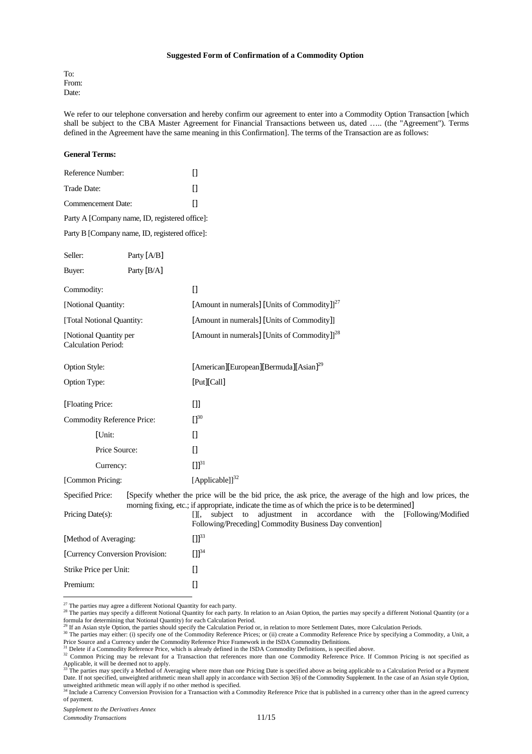**Suggested Form of Confirmation of a Commodity Option**

To:
From:
Date:

We refer to our telephone conversation and hereby confirm our agreement to enter into a Commodity Option Transaction [which shall be subject to the CBA Master Agreement for Financial Transactions between us, dated ….. (the "Agreement"). Terms defined in the Agreement have the same meaning in this Confirmation]. The terms of the Transaction are as follows:

**General Terms:**

Reference Number: []

Trade Date: []

Commencement Date: []

Party A [Company name, ID, registered office]:

Party B [Company name, ID, registered office]:

Seller: Party [A/B]

Buyer: Party [B/A]

Commodity: []

[Notional Quantity: [Amount in numerals] [Units of Commodity]][27]

[Total Notional Quantity: [Amount in numerals] [Units of Commodity]]

[Notional Quantity per Calculation Period: [Amount in numerals] [Units of Commodity]][28]

Option Style: [American][European][Bermuda][Asian][29]

Option Type: [Put][Call]

[Floating Price: []]

Commodity Reference Price: [][30]

[Unit: []

Price Source: []

Currency: []][31]

[Common Pricing: [Applicable]][32]

Specified Price: [Specify whether the price will be the bid price, the ask price, the average of the high and low prices, the morning fixing, etc.; if appropriate, indicate the time as of which the price is to be determined]

Pricing Date(s): [][, subject to adjustment in accordance with the [Following/Modified Following/Preceding] Commodity Business Day convention]

[Method of Averaging: []][33]

[Currency Conversion Provision: []][34]

Strike Price per Unit: []

Premium: []

---

[27] The parties may agree a different Notional Quantity for each party.

[28] The parties may specify a different Notional Quantity for each party. In relation to an Asian Option, the parties may specify a different Notional Quantity (or a formula for determining that Notional Quantity) for each Calculation Period.

[29] If an Asian style Option, the parties should specify the Calculation Period or, in relation to more Settlement Dates, more Calculation Periods.

[30] The parties may either: (i) specify one of the Commodity Reference Prices; or (ii) create a Commodity Reference Price by specifying a Commodity, a Unit, a Price Source and a Currency under the Commodity Reference Price Framework in the ISDA Commodity Definitions.

[31] Delete if a Commodity Reference Price, which is already defined in the ISDA Commodity Definitions, is specified above.

[32] Common Pricing may be relevant for a Transaction that references more than one Commodity Reference Price. If Common Pricing is not specified as Applicable, it will be deemed not to apply.

[33] The parties may specify a Method of Averaging where more than one Pricing Date is specified above as being applicable to a Calculation Period or a Payment Date. If not specified, unweighted arithmetic mean shall apply in accordance with Section 3(6) of the Commodity Supplement. In the case of an Asian style Option, unweighted arithmetic mean will apply if no other method is specified.

[34] Include a Currency Conversion Provision for a Transaction with a Commodity Reference Price that is published in a currency other than in the agreed currency of payment.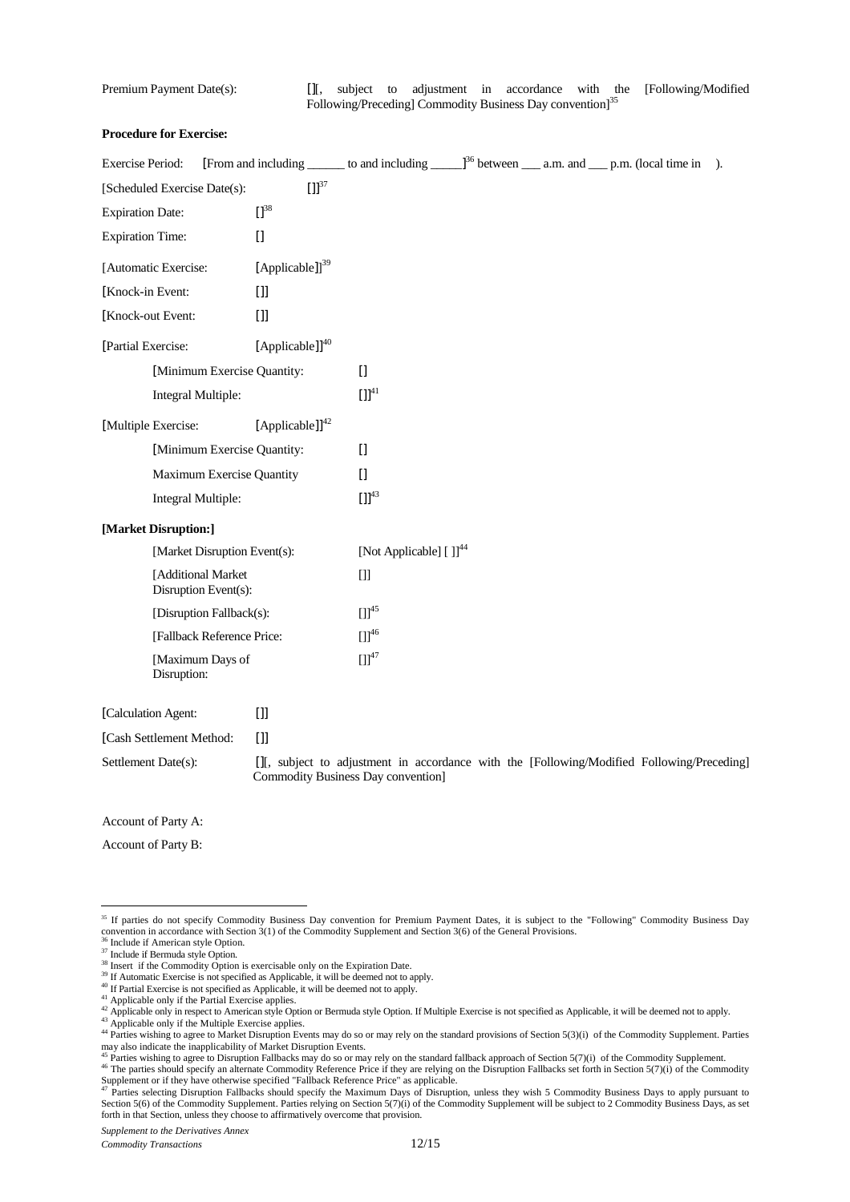Premium Payment Date(s): [][, subject to adjustment in accordance with the [Following/Modified Following/Preceding] Commodity Business Day convention][35]

**Procedure for Exercise:**

Exercise Period: [From and including ______ to and including _____][36] between ___ a.m. and ___ p.m. (local time in ).

[Scheduled Exercise Date(s): []][37]

Expiration Date: [][38]

Expiration Time: []

[Automatic Exercise: [Applicable]][39]

[Knock-in Event: []]

[Knock-out Event: []]

[Partial Exercise: [Applicable]][40]

- [Minimum Exercise Quantity: []
- Integral Multiple: []][41]

[Multiple Exercise: [Applicable]][42]

- [Minimum Exercise Quantity: []
- Maximum Exercise Quantity []
- Integral Multiple: []][43]

**[Market Disruption:]**

- [Market Disruption Event(s): [Not Applicable] [ ]][44]
- [Additional Market Disruption Event(s): []]
- [Disruption Fallback(s): []][45]
- [Fallback Reference Price: []][46]
- [Maximum Days of Disruption: []][47]

[Calculation Agent: []]

[Cash Settlement Method: []]

Settlement Date(s): [][, subject to adjustment in accordance with the [Following/Modified Following/Preceding] Commodity Business Day convention]

Account of Party A:

Account of Party B:

---

[35] If parties do not specify Commodity Business Day convention for Premium Payment Dates, it is subject to the "Following" Commodity Business Day convention in accordance with Section 3(1) of the Commodity Supplement and Section 3(6) of the General Provisions.

[36] Include if American style Option.

[37] Include if Bermuda style Option.

[38] Insert if the Commodity Option is exercisable only on the Expiration Date.

[39] If Automatic Exercise is not specified as Applicable, it will be deemed not to apply.

[40] If Partial Exercise is not specified as Applicable, it will be deemed not to apply.

[41] Applicable only if the Partial Exercise applies.

[42] Applicable only in respect to American style Option or Bermuda style Option. If Multiple Exercise is not specified as Applicable, it will be deemed not to apply.

[43] Applicable only if the Multiple Exercise applies.

[44] Parties wishing to agree to Market Disruption Events may do so or may rely on the standard provisions of Section 5(3)(i) of the Commodity Supplement. Parties may also indicate the inapplicability of Market Disruption Events.

[45] Parties wishing to agree to Disruption Fallbacks may do so or may rely on the standard fallback approach of Section 5(7)(i) of the Commodity Supplement.

[46] The parties should specify an alternate Commodity Reference Price if they are relying on the Disruption Fallbacks set forth in Section 5(7)(i) of the Commodity Supplement or if they have otherwise specified "Fallback Reference Price" as applicable.

[47] Parties selecting Disruption Fallbacks should specify the Maximum Days of Disruption, unless they wish 5 Commodity Business Days to apply pursuant to Section 5(6) of the Commodity Supplement. Parties relying on Section 5(7)(i) of the Commodity Supplement will be subject to 2 Commodity Business Days, as set forth in that Section, unless they choose to affirmatively overcome that provision.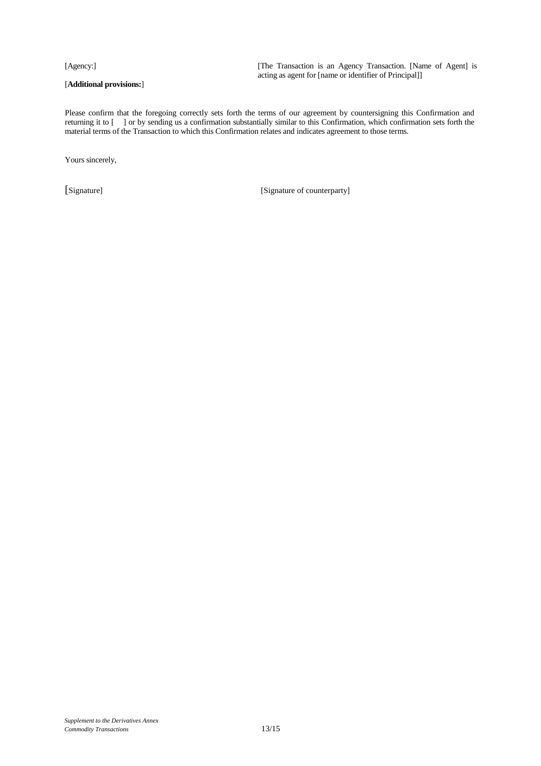| | |
|---|---|
| [Agency:] | [The Transaction is an Agency Transaction. [Name of Agent] is acting as agent for [name or identifier of Principal]] |
| [**Additional provisions:**] | |

Please confirm that the foregoing correctly sets forth the terms of our agreement by countersigning this Confirmation and returning it to [ ] or by sending us a confirmation substantially similar to this Confirmation, which confirmation sets forth the material terms of the Transaction to which this Confirmation relates and indicates agreement to those terms.

Yours sincerely,

[Signature] [Signature of counterparty]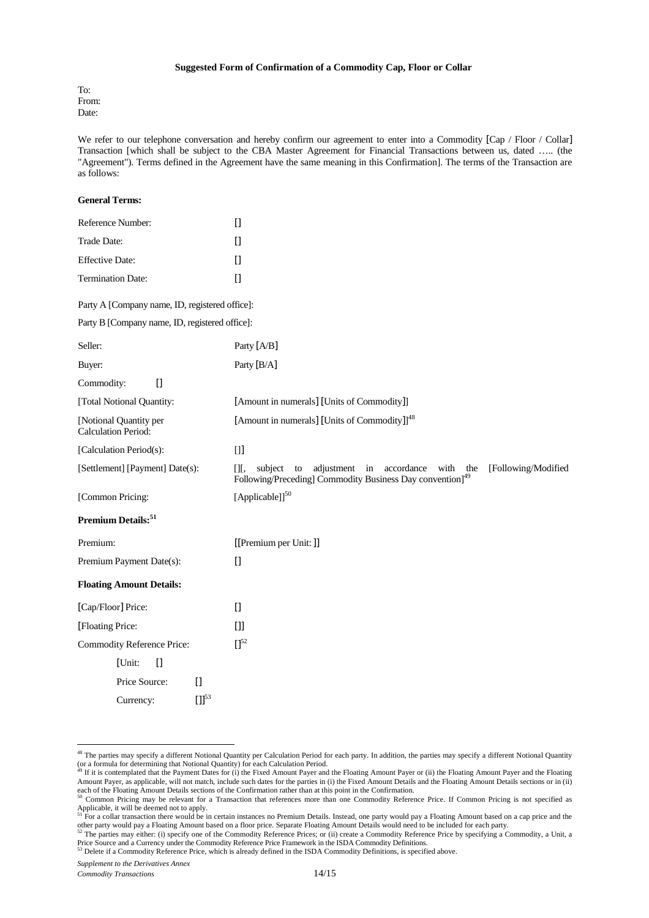**Suggested Form of Confirmation of a Commodity Cap, Floor or Collar**

To:
From:
Date:

We refer to our telephone conversation and hereby confirm our agreement to enter into a Commodity [Cap / Floor / Collar] Transaction [which shall be subject to the CBA Master Agreement for Financial Transactions between us, dated ….. (the "Agreement"). Terms defined in the Agreement have the same meaning in this Confirmation]. The terms of the Transaction are as follows:

**General Terms:**

| | |
|---|---|
| Reference Number: | [] |
| Trade Date: | [] |
| Effective Date: | [] |
| Termination Date: | [] |

Party A [Company name, ID, registered office]:

Party B [Company name, ID, registered office]:

| | |
|---|---|
| Seller: | Party [A/B] |
| Buyer: | Party [B/A] |
| Commodity: [] | |
| [Total Notional Quantity: | [Amount in numerals] [Units of Commodity]] |
| [Notional Quantity per Calculation Period: | [Amount in numerals] [Units of Commodity]][48] |
| [Calculation Period(s): | []] |
| [Settlement] [Payment] Date(s): | [][, subject to adjustment in accordance with the [Following/Modified Following/Preceding] Commodity Business Day convention][49] |
| [Common Pricing: | [Applicable]][50] |

**Premium Details:[51]**

| | |
|---|---|
| Premium: | [[Premium per Unit: ]] |
| Premium Payment Date(s): | [] |

**Floating Amount Details:**

| | |
|---|---|
| [Cap/Floor] Price: | [] |
| [Floating Price: | []] |
| Commodity Reference Price: | [][52] |
| [Unit: [] | |
| Price Source: [] | |
| Currency: [][53] | |

---

[48] The parties may specify a different Notional Quantity per Calculation Period for each party. In addition, the parties may specify a different Notional Quantity (or a formula for determining that Notional Quantity) for each Calculation Period.

[49] If it is contemplated that the Payment Dates for (i) the Fixed Amount Payer and the Floating Amount Payer or (ii) the Floating Amount Payer and the Floating Amount Payer, as applicable, will not match, include such dates for the parties in (i) the Fixed Amount Details and the Floating Amount Details sections or in (ii) each of the Floating Amount Details sections of the Confirmation rather than at this point in the Confirmation.

[50] Common Pricing may be relevant for a Transaction that references more than one Commodity Reference Price. If Common Pricing is not specified as Applicable, it will be deemed not to apply.

[51] For a collar transaction there would be in certain instances no Premium Details. Instead, one party would pay a Floating Amount based on a cap price and the other party would pay a Floating Amount based on a floor price. Separate Floating Amount Details would need to be included for each party.

[52] The parties may either: (i) specify one of the Commodity Reference Prices; or (ii) create a Commodity Reference Price by specifying a Commodity, a Unit, a Price Source and a Currency under the Commodity Reference Price Framework in the ISDA Commodity Definitions.

[53] Delete if a Commodity Reference Price, which is already defined in the ISDA Commodity Definitions, is specified above.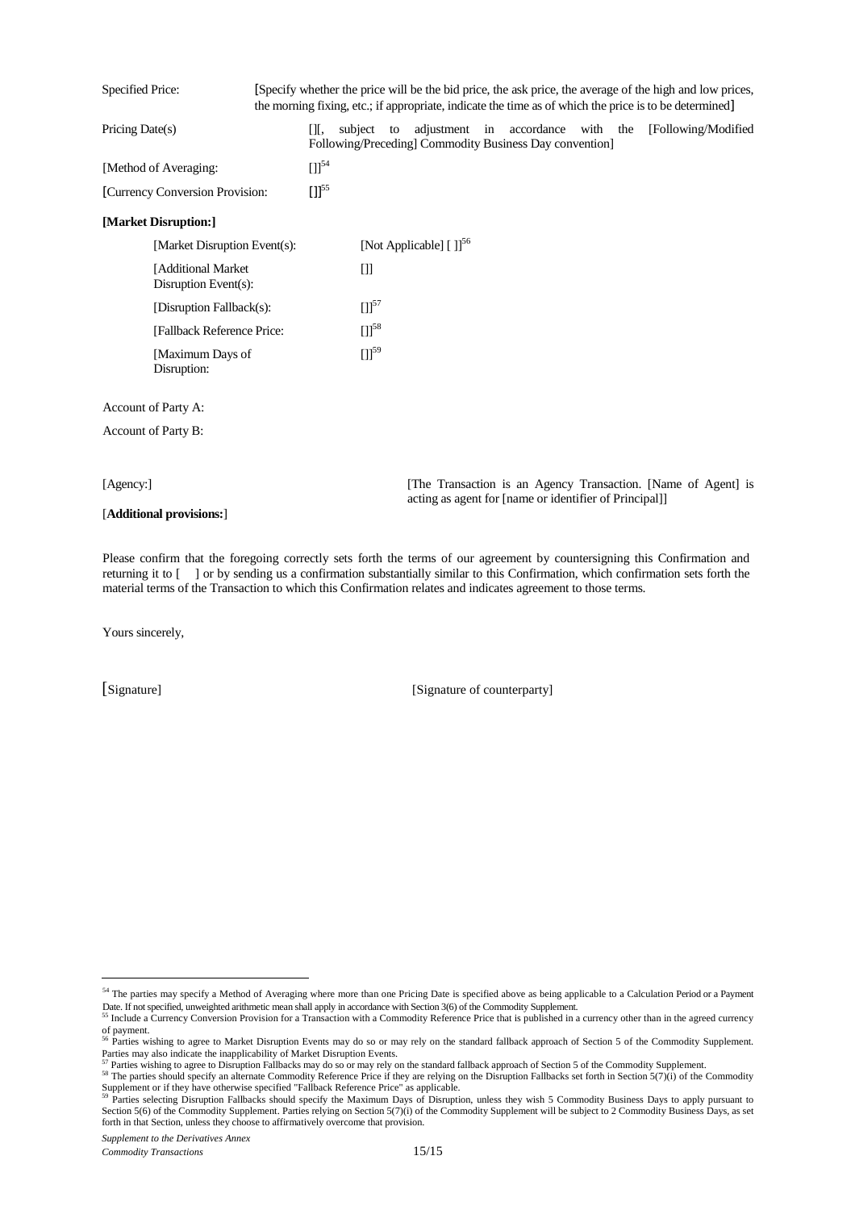Specified Price: [Specify whether the price will be the bid price, the ask price, the average of the high and low prices, the morning fixing, etc.; if appropriate, indicate the time as of which the price is to be determined]

Pricing Date(s) [][, subject to adjustment in accordance with the [Following/Modified Following/Preceding] Commodity Business Day convention]

[Method of Averaging: [][54]

[Currency Conversion Provision: [][55]

**[Market Disruption:]**

| | |
|---|---|
| [Market Disruption Event(s): | [Not Applicable] [ ][56] |
| [Additional Market Disruption Event(s): | [] |
| [Disruption Fallback(s): | [][57] |
| [Fallback Reference Price: | [][58] |
| [Maximum Days of Disruption: | [][59] |

Account of Party A:

Account of Party B:

[Agency:] [The Transaction is an Agency Transaction. [Name of Agent] is acting as agent for [name or identifier of Principal]]

[**Additional provisions:**]

Please confirm that the foregoing correctly sets forth the terms of our agreement by countersigning this Confirmation and returning it to [ ] or by sending us a confirmation substantially similar to this Confirmation, which confirmation sets forth the material terms of the Transaction to which this Confirmation relates and indicates agreement to those terms.

Yours sincerely,

[Signature] [Signature of counterparty]

---

[54] The parties may specify a Method of Averaging where more than one Pricing Date is specified above as being applicable to a Calculation Period or a Payment Date. If not specified, unweighted arithmetic mean shall apply in accordance with Section 3(6) of the Commodity Supplement.

[55] Include a Currency Conversion Provision for a Transaction with a Commodity Reference Price that is published in a currency other than in the agreed currency of payment.

[56] Parties wishing to agree to Market Disruption Events may do so or may rely on the standard fallback approach of Section 5 of the Commodity Supplement. Parties may also indicate the inapplicability of Market Disruption Events.

[57] Parties wishing to agree to Disruption Fallbacks may do so or may rely on the standard fallback approach of Section 5 of the Commodity Supplement.

[58] The parties should specify an alternate Commodity Reference Price if they are relying on the Disruption Fallbacks set forth in Section 5(7)(i) of the Commodity Supplement or if they have otherwise specified "Fallback Reference Price" as applicable.

[59] Parties selecting Disruption Fallbacks should specify the Maximum Days of Disruption, unless they wish 5 Commodity Business Days to apply pursuant to Section 5(6) of the Commodity Supplement. Parties relying on Section 5(7)(i) of the Commodity Supplement will be subject to 2 Commodity Business Days, as set forth in that Section, unless they choose to affirmatively overcome that provision.